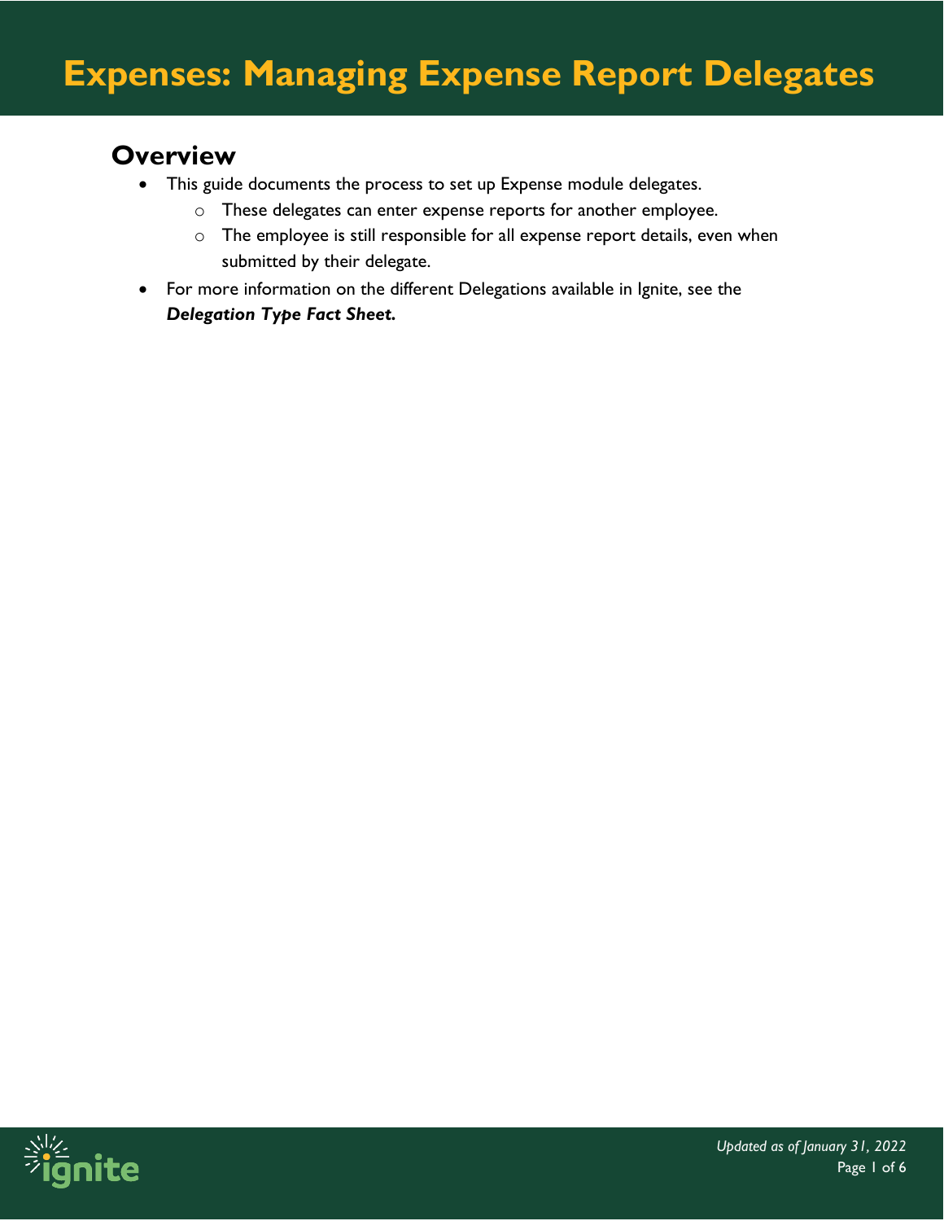# Expenses: Managing Expense Report Delegates

## Overview

- This guide documents the process to set up Expense module delegates.
  - These delegates can enter expense reports for another employee.
  - The employee is still responsible for all expense report details, even when submitted by their delegate.
- For more information on the different Delegations available in Ignite, see the ***Delegation Type Fact Sheet.***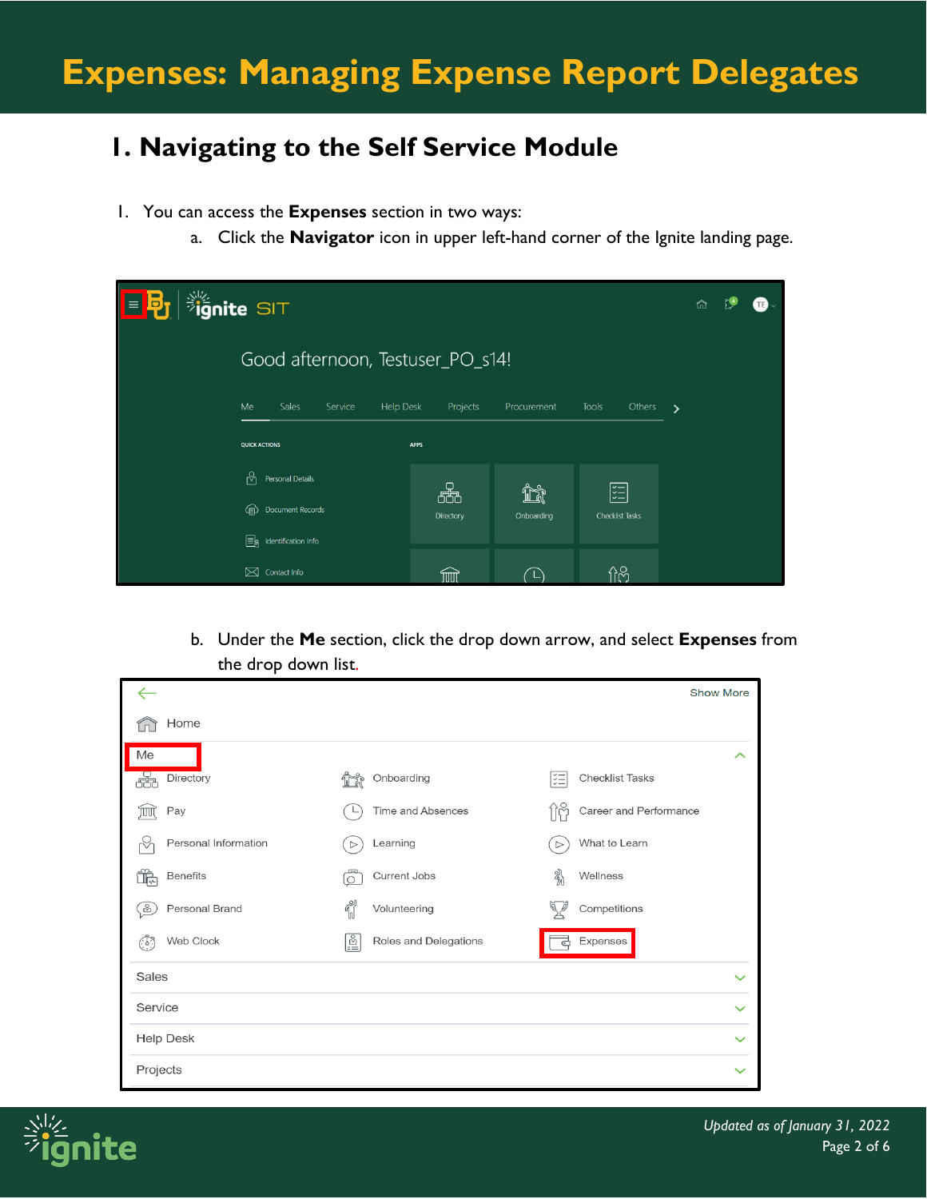# Expenses: Managing Expense Report Delegates

## 1. Navigating to the Self Service Module

1. You can access the **Expenses** section in two ways:
   a. Click the **Navigator** icon in upper left-hand corner of the Ignite landing page.

   b. Under the **Me** section, click the drop down arrow, and select **Expenses** from the drop down list.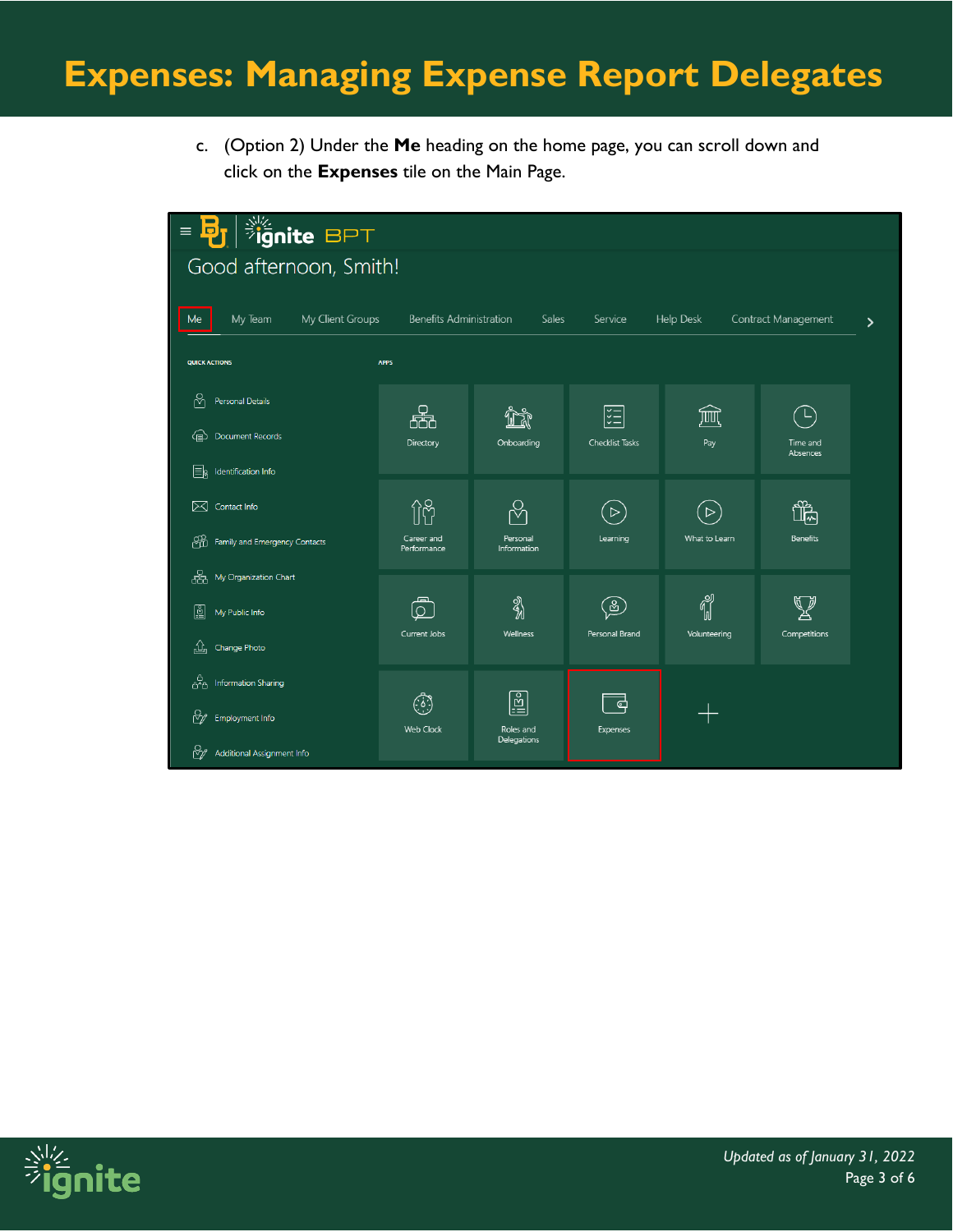c. (Option 2) Under the **Me** heading on the home page, you can scroll down and click on the **Expenses** tile on the Main Page.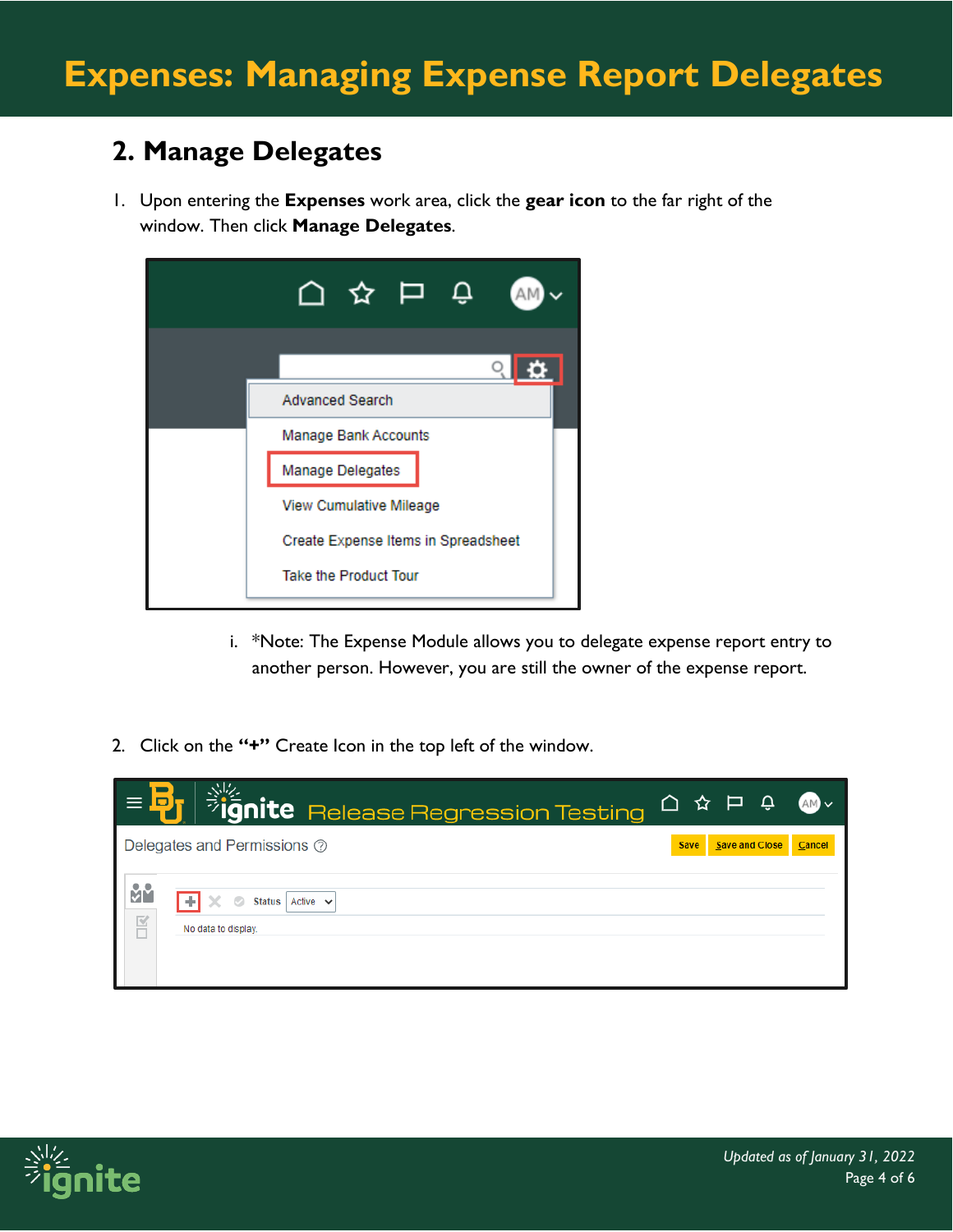## 2. Manage Delegates

1. Upon entering the **Expenses** work area, click the **gear icon** to the far right of the window. Then click **Manage Delegates**.

   i. *Note: The Expense Module allows you to delegate expense report entry to another person. However, you are still the owner of the expense report.

2. Click on the **"+"** Create Icon in the top left of the window.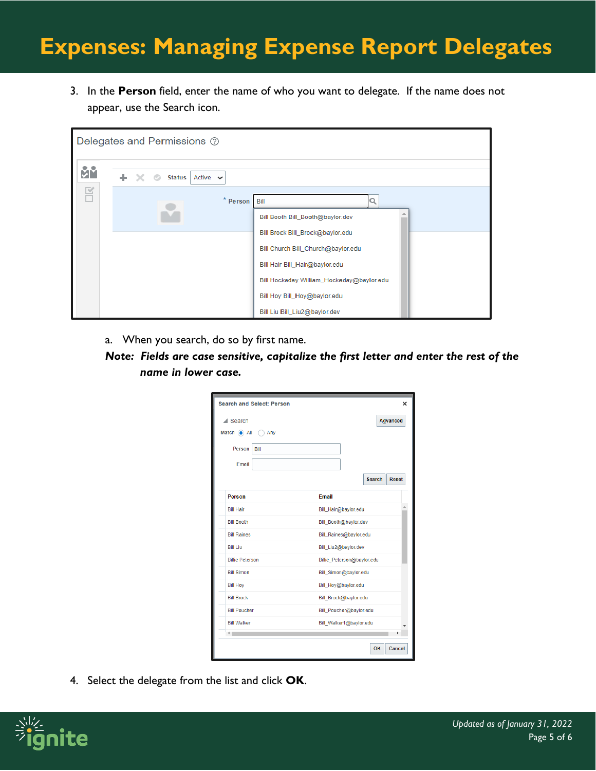# Expenses: Managing Expense Report Delegates

3. In the **Person** field, enter the name of who you want to delegate. If the name does not appear, use the Search icon.

   a. When you search, do so by first name.

   ***Note: Fields are case sensitive, capitalize the first letter and enter the rest of the name in lower case.***

4. Select the delegate from the list and click **OK**.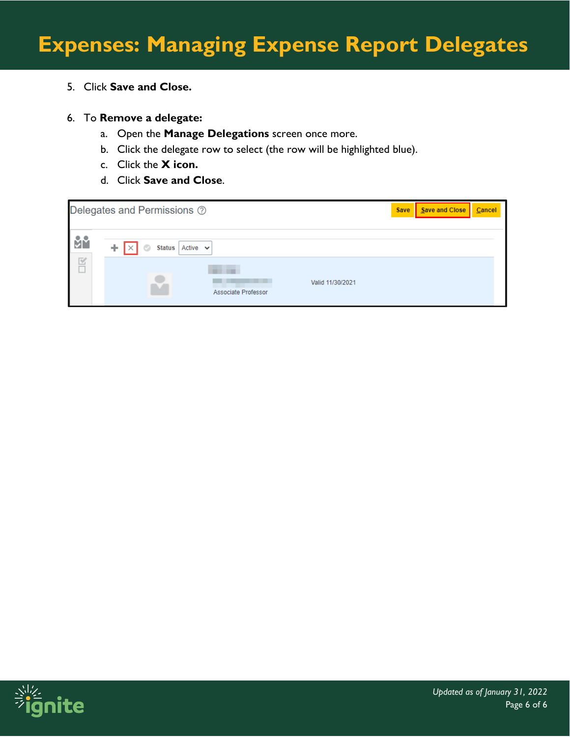5. Click **Save and Close.**

6. To **Remove a delegate:**
   a. Open the **Manage Delegations** screen once more.
   b. Click the delegate row to select (the row will be highlighted blue).
   c. Click the **X icon.**
   d. Click **Save and Close**.